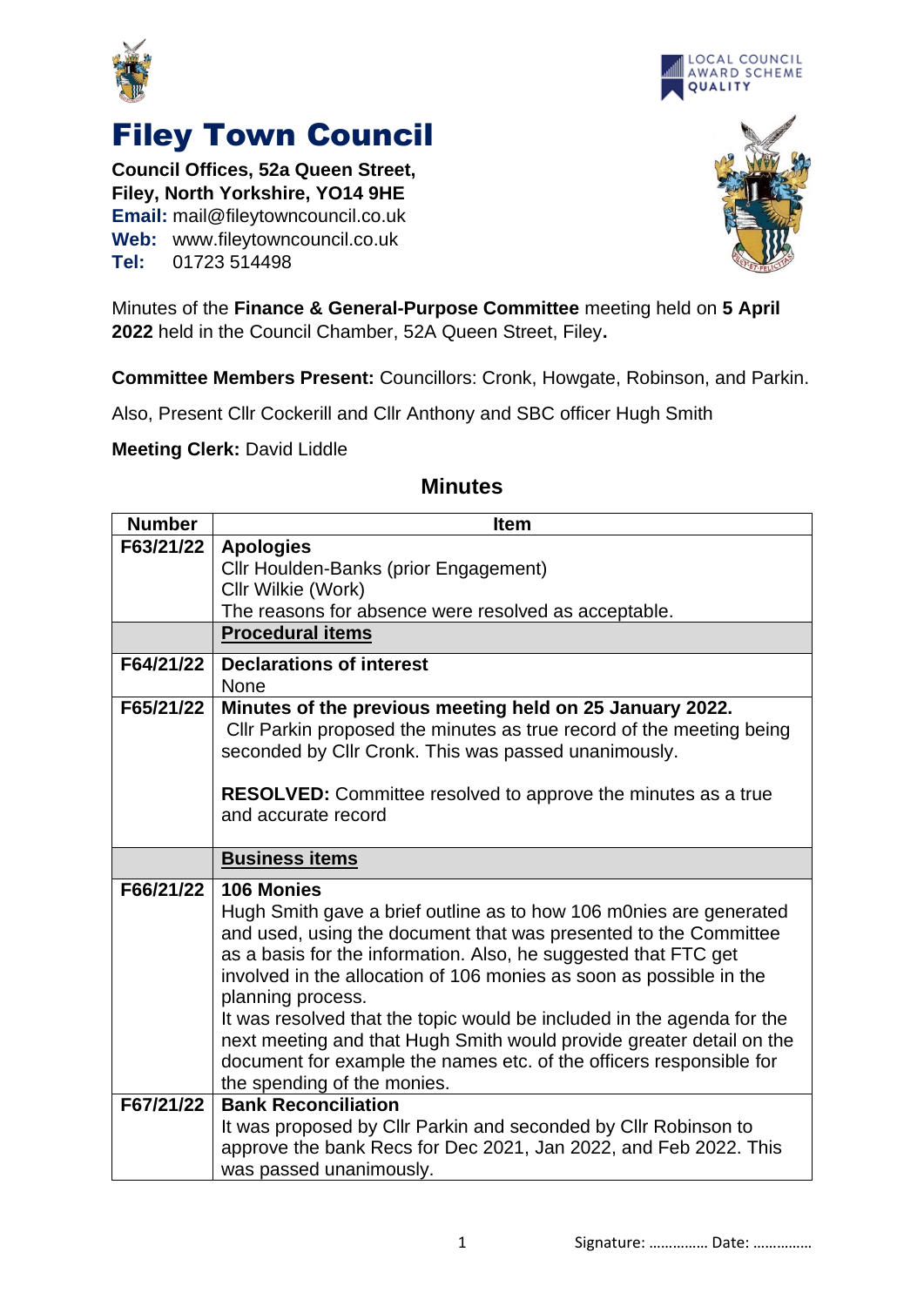# Filey Town Council

**Council Offices, 52a Queen Street,**
**Filey, North Yorkshire, YO14 9HE**
**Email:** mail@fileytowncouncil.co.uk
**Web:** www.fileytowncouncil.co.uk
**Tel:** 01723 514498

LOCAL COUNCIL AWARD SCHEME QUALITY

Minutes of the **Finance & General-Purpose Committee** meeting held on **5 April 2022** held in the Council Chamber, 52A Queen Street, Filey**.**

**Committee Members Present:** Councillors: Cronk, Howgate, Robinson, and Parkin.

Also, Present Cllr Cockerill and Cllr Anthony and SBC officer Hugh Smith

**Meeting Clerk:** David Liddle

## Minutes

| Number | Item |
|---|---|
| **F63/21/22** | **Apologies**<br>Cllr Houlden-Banks (prior Engagement)<br>Cllr Wilkie (Work)<br>The reasons for absence were resolved as acceptable. |
| | **Procedural items** |
| **F64/21/22** | **Declarations of interest**<br>None |
| **F65/21/22** | **Minutes of the previous meeting held on 25 January 2022.**<br>Cllr Parkin proposed the minutes as true record of the meeting being seconded by Cllr Cronk. This was passed unanimously.<br><br>**RESOLVED:** Committee resolved to approve the minutes as a true and accurate record |
| | **Business items** |
| **F66/21/22** | **106 Monies**<br>Hugh Smith gave a brief outline as to how 106 m0nies are generated and used, using the document that was presented to the Committee as a basis for the information. Also, he suggested that FTC get involved in the allocation of 106 monies as soon as possible in the planning process.<br>It was resolved that the topic would be included in the agenda for the next meeting and that Hugh Smith would provide greater detail on the document for example the names etc. of the officers responsible for the spending of the monies. |
| **F67/21/22** | **Bank Reconciliation**<br>It was proposed by Cllr Parkin and seconded by Cllr Robinson to approve the bank Recs for Dec 2021, Jan 2022, and Feb 2022. This was passed unanimously. |

Signature: …………… Date: ……………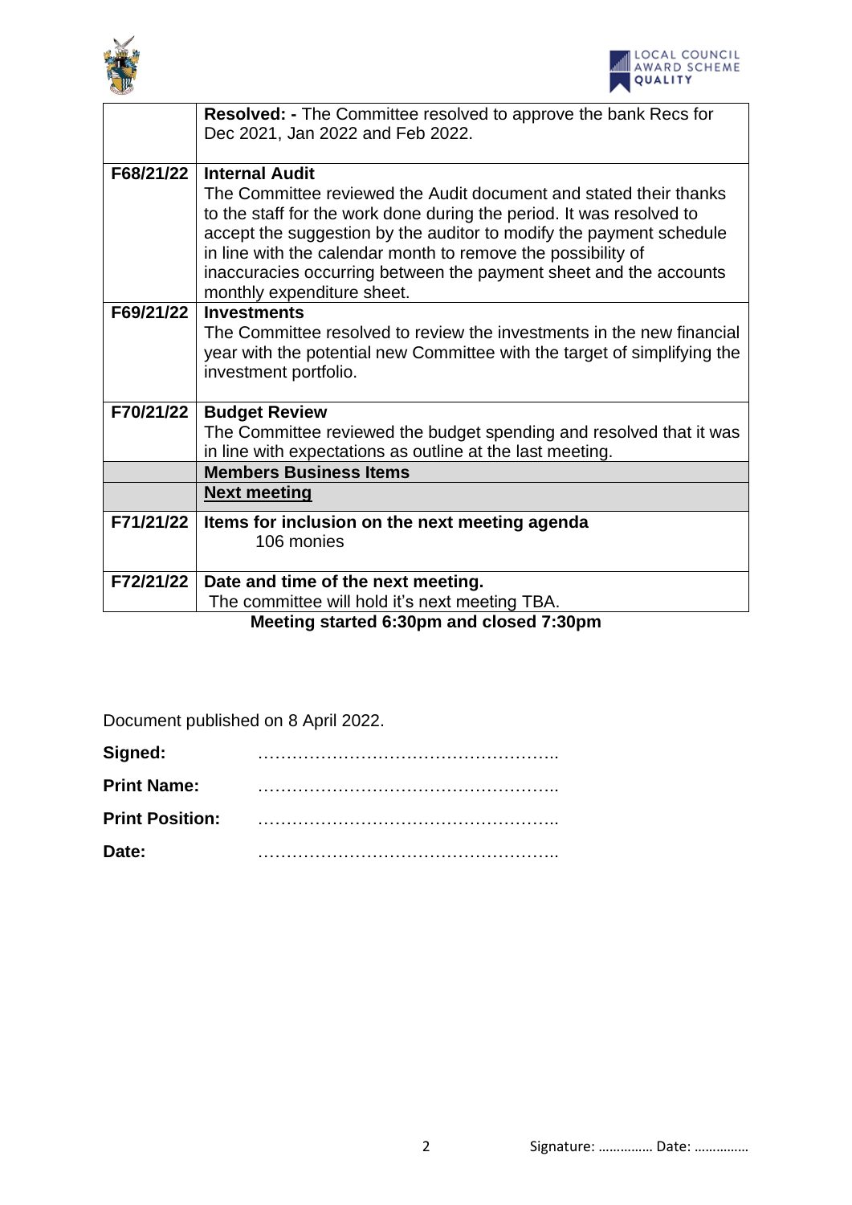| | |
|---|---|
| | **Resolved: -** The Committee resolved to approve the bank Recs for Dec 2021, Jan 2022 and Feb 2022. |
| F68/21/22 | **Internal Audit**<br>The Committee reviewed the Audit document and stated their thanks to the staff for the work done during the period. It was resolved to accept the suggestion by the auditor to modify the payment schedule in line with the calendar month to remove the possibility of inaccuracies occurring between the payment sheet and the accounts monthly expenditure sheet. |
| F69/21/22 | **Investments**<br>The Committee resolved to review the investments in the new financial year with the potential new Committee with the target of simplifying the investment portfolio. |
| F70/21/22 | **Budget Review**<br>The Committee reviewed the budget spending and resolved that it was in line with expectations as outline at the last meeting. |
| | **Members Business Items** |
| | **<u>Next meeting</u>** |
| F71/21/22 | **Items for inclusion on the next meeting agenda**<br>106 monies |
| F72/21/22 | **Date and time of the next meeting.**<br>The committee will hold it's next meeting TBA. |

**Meeting started 6:30pm and closed 7:30pm**

Document published on 8 April 2022.

**Signed:** ……………………………………………..

**Print Name:** ……………………………………………..

**Print Position:** ……………………………………………..

**Date:** ……………………………………………..